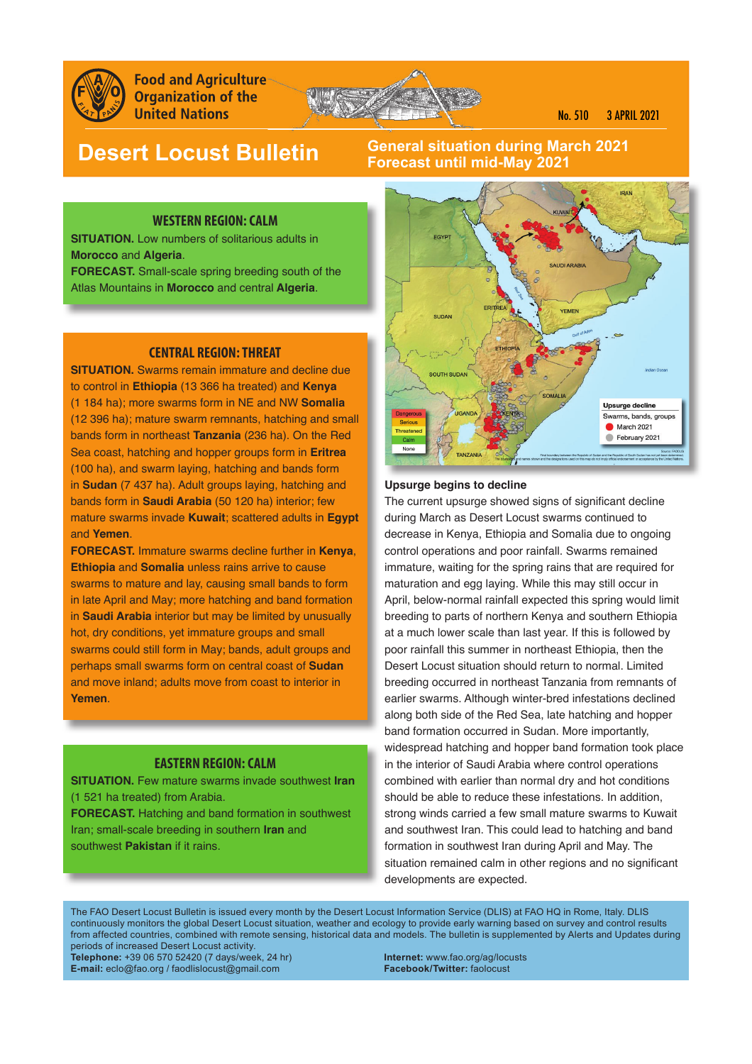Food and Agriculture Organization of the United Nations

No. 510 3 APRIL 2021

# Desert Locust Bulletin

**General situation during March 2021**
**Forecast until mid-May 2021**

## WESTERN REGION: CALM

**SITUATION.** Low numbers of solitarious adults in **Morocco** and **Algeria**.

**FORECAST.** Small-scale spring breeding south of the Atlas Mountains in **Morocco** and central **Algeria**.

## CENTRAL REGION: THREAT

**SITUATION.** Swarms remain immature and decline due to control in **Ethiopia** (13 366 ha treated) and **Kenya** (1 184 ha); more swarms form in NE and NW **Somalia** (12 396 ha); mature swarm remnants, hatching and small bands form in northeast **Tanzania** (236 ha). On the Red Sea coast, hatching and hopper groups form in **Eritrea** (100 ha), and swarm laying, hatching and bands form in **Sudan** (7 437 ha). Adult groups laying, hatching and bands form in **Saudi Arabia** (50 120 ha) interior; few mature swarms invade **Kuwait**; scattered adults in **Egypt** and **Yemen**.

**FORECAST.** Immature swarms decline further in **Kenya**, **Ethiopia** and **Somalia** unless rains arrive to cause swarms to mature and lay, causing small bands to form in late April and May; more hatching and band formation in **Saudi Arabia** interior but may be limited by unusually hot, dry conditions, yet immature groups and small swarms could still form in May; bands, adult groups and perhaps small swarms form on central coast of **Sudan** and move inland; adults move from coast to interior in **Yemen**.

## EASTERN REGION: CALM

**SITUATION.** Few mature swarms invade southwest **Iran** (1 521 ha treated) from Arabia.

**FORECAST.** Hatching and band formation in southwest Iran; small-scale breeding in southern **Iran** and southwest **Pakistan** if it rains.

Upsurge decline
Swarms, bands, groups
March 2021
February 2021

Dangerous
Serious
Threatened
Calm
None

### Upsurge begins to decline

The current upsurge showed signs of significant decline during March as Desert Locust swarms continued to decrease in Kenya, Ethiopia and Somalia due to ongoing control operations and poor rainfall. Swarms remained immature, waiting for the spring rains that are required for maturation and egg laying. While this may still occur in April, below-normal rainfall expected this spring would limit breeding to parts of northern Kenya and southern Ethiopia at a much lower scale than last year. If this is followed by poor rainfall this summer in northeast Ethiopia, then the Desert Locust situation should return to normal. Limited breeding occurred in northeast Tanzania from remnants of earlier swarms. Although winter-bred infestations declined along both side of the Red Sea, late hatching and hopper band formation occurred in Sudan. More importantly, widespread hatching and hopper band formation took place in the interior of Saudi Arabia where control operations combined with earlier than normal dry and hot conditions should be able to reduce these infestations. In addition, strong winds carried a few small mature swarms to Kuwait and southwest Iran. This could lead to hatching and band formation in southwest Iran during April and May. The situation remained calm in other regions and no significant developments are expected.

The FAO Desert Locust Bulletin is issued every month by the Desert Locust Information Service (DLIS) at FAO HQ in Rome, Italy. DLIS continuously monitors the global Desert Locust situation, weather and ecology to provide early warning based on survey and control results from affected countries, combined with remote sensing, historical data and models. The bulletin is supplemented by Alerts and Updates during periods of increased Desert Locust activity.

**Telephone:** +39 06 570 52420 (7 days/week, 24 hr)
**E-mail:** eclo@fao.org / faodlislocust@gmail.com
**Internet:** www.fao.org/ag/locusts
**Facebook/Twitter:** faolocust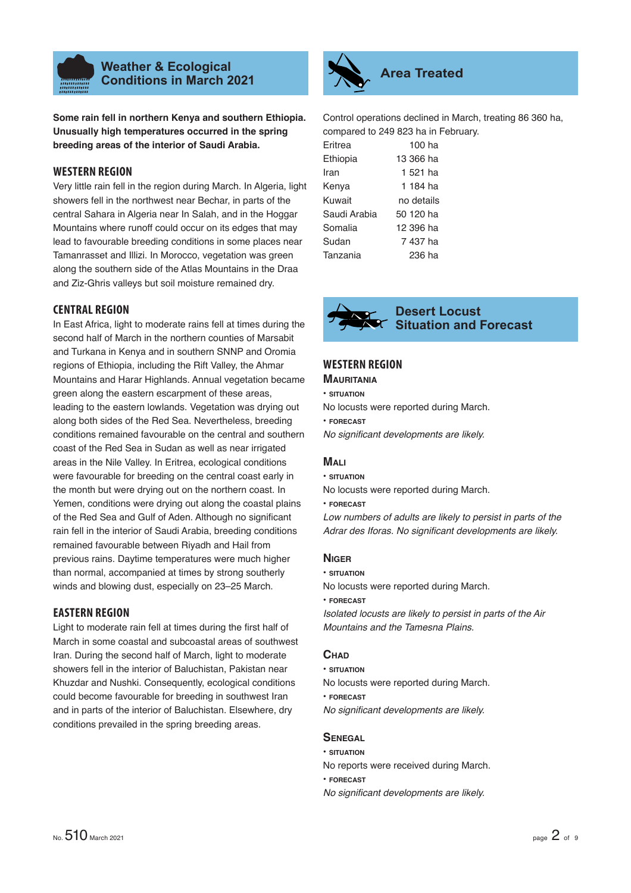## Weather & Ecological Conditions in March 2021

**Some rain fell in northern Kenya and southern Ethiopia. Unusually high temperatures occurred in the spring breeding areas of the interior of Saudi Arabia.**

### WESTERN REGION

Very little rain fell in the region during March. In Algeria, light showers fell in the northwest near Bechar, in parts of the central Sahara in Algeria near In Salah, and in the Hoggar Mountains where runoff could occur on its edges that may lead to favourable breeding conditions in some places near Tamanrasset and Illizi. In Morocco, vegetation was green along the southern side of the Atlas Mountains in the Draa and Ziz-Ghris valleys but soil moisture remained dry.

### CENTRAL REGION

In East Africa, light to moderate rains fell at times during the second half of March in the northern counties of Marsabit and Turkana in Kenya and in southern SNNP and Oromia regions of Ethiopia, including the Rift Valley, the Ahmar Mountains and Harar Highlands. Annual vegetation became green along the eastern escarpment of these areas, leading to the eastern lowlands. Vegetation was drying out along both sides of the Red Sea. Nevertheless, breeding conditions remained favourable on the central and southern coast of the Red Sea in Sudan as well as near irrigated areas in the Nile Valley. In Eritrea, ecological conditions were favourable for breeding on the central coast early in the month but were drying out on the northern coast. In Yemen, conditions were drying out along the coastal plains of the Red Sea and Gulf of Aden. Although no significant rain fell in the interior of Saudi Arabia, breeding conditions remained favourable between Riyadh and Hail from previous rains. Daytime temperatures were much higher than normal, accompanied at times by strong southerly winds and blowing dust, especially on 23–25 March.

### EASTERN REGION

Light to moderate rain fell at times during the first half of March in some coastal and subcoastal areas of southwest Iran. During the second half of March, light to moderate showers fell in the interior of Baluchistan, Pakistan near Khuzdar and Nushki. Consequently, ecological conditions could become favourable for breeding in southwest Iran and in parts of the interior of Baluchistan. Elsewhere, dry conditions prevailed in the spring breeding areas.

## Area Treated

Control operations declined in March, treating 86 360 ha, compared to 249 823 ha in February.

| | |
|---|---|
| Eritrea | 100 ha |
| Ethiopia | 13 366 ha |
| Iran | 1 521 ha |
| Kenya | 1 184 ha |
| Kuwait | no details |
| Saudi Arabia | 50 120 ha |
| Somalia | 12 396 ha |
| Sudan | 7 437 ha |
| Tanzania | 236 ha |

## Desert Locust Situation and Forecast

### WESTERN REGION

#### Mauritania

• SITUATION

No locusts were reported during March.

• FORECAST

*No significant developments are likely.*

#### Mali

• SITUATION

No locusts were reported during March.

• FORECAST

*Low numbers of adults are likely to persist in parts of the Adrar des Iforas. No significant developments are likely.*

#### Niger

• SITUATION

No locusts were reported during March.

• FORECAST

*Isolated locusts are likely to persist in parts of the Air Mountains and the Tamesna Plains.*

#### Chad

• SITUATION

No locusts were reported during March.

• FORECAST

*No significant developments are likely.*

#### Senegal

• SITUATION

No reports were received during March.

• FORECAST

*No significant developments are likely.*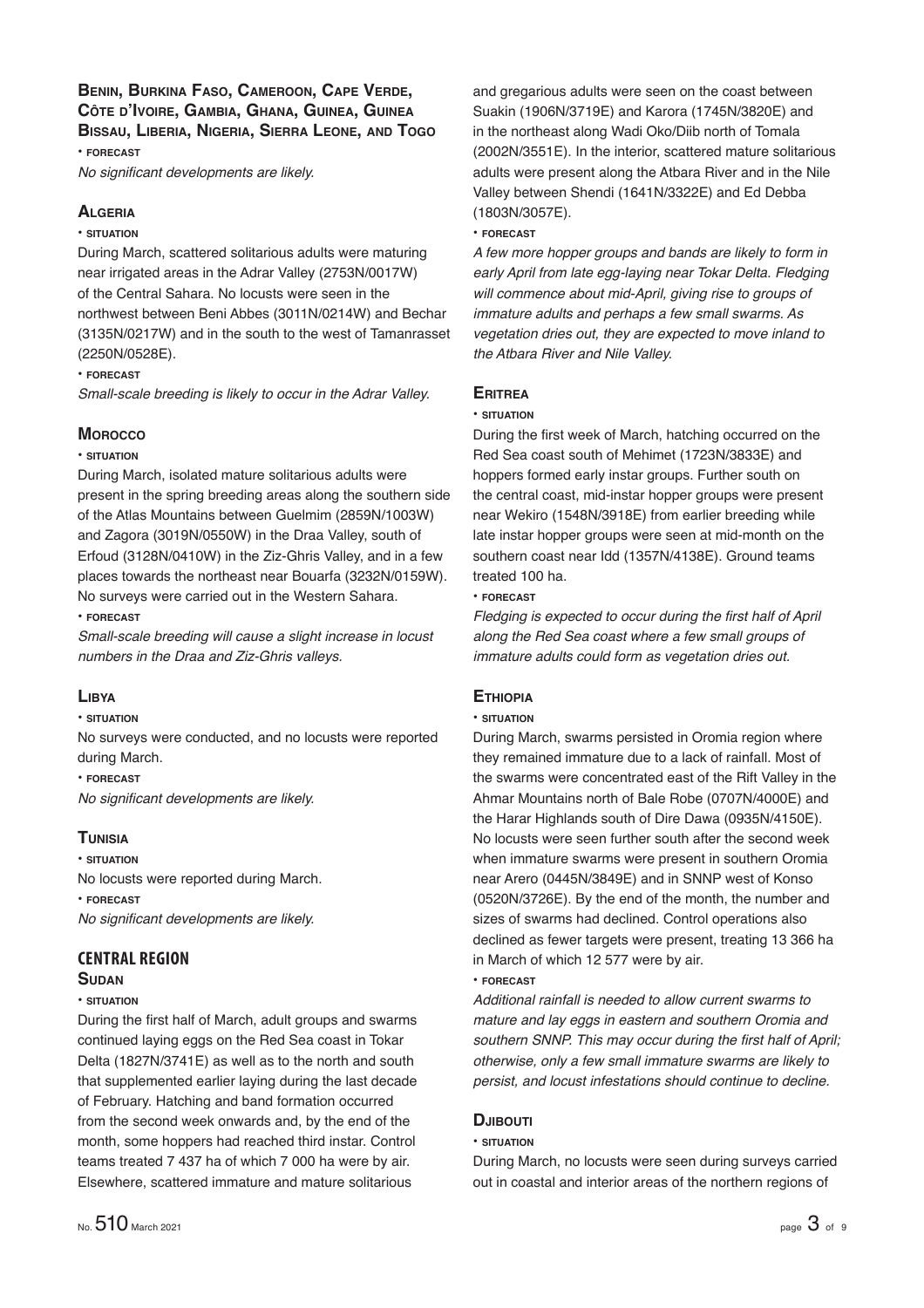### Benin, Burkina Faso, Cameroon, Cape Verde, Côte d'Ivoire, Gambia, Ghana, Guinea, Guinea Bissau, Liberia, Nigeria, Sierra Leone, and Togo

• **forecast**

*No significant developments are likely.*

### Algeria

• **situation**

During March, scattered solitarious adults were maturing near irrigated areas in the Adrar Valley (2753N/0017W) of the Central Sahara. No locusts were seen in the northwest between Beni Abbes (3011N/0214W) and Bechar (3135N/0217W) and in the south to the west of Tamanrasset (2250N/0528E).

• **forecast**

*Small-scale breeding is likely to occur in the Adrar Valley.*

### Morocco

• **situation**

During March, isolated mature solitarious adults were present in the spring breeding areas along the southern side of the Atlas Mountains between Guelmim (2859N/1003W) and Zagora (3019N/0550W) in the Draa Valley, south of Erfoud (3128N/0410W) in the Ziz-Ghris Valley, and in a few places towards the northeast near Bouarfa (3232N/0159W). No surveys were carried out in the Western Sahara.

• **forecast**

*Small-scale breeding will cause a slight increase in locust numbers in the Draa and Ziz-Ghris valleys.*

### Libya

• **situation**

No surveys were conducted, and no locusts were reported during March.

• **forecast**

*No significant developments are likely.*

### Tunisia

• **situation**

No locusts were reported during March.

• **forecast**

*No significant developments are likely.*

## CENTRAL REGION

### Sudan

• **situation**

During the first half of March, adult groups and swarms continued laying eggs on the Red Sea coast in Tokar Delta (1827N/3741E) as well as to the north and south that supplemented earlier laying during the last decade of February. Hatching and band formation occurred from the second week onwards and, by the end of the month, some hoppers had reached third instar. Control teams treated 7 437 ha of which 7 000 ha were by air. Elsewhere, scattered immature and mature solitarious and gregarious adults were seen on the coast between Suakin (1906N/3719E) and Karora (1745N/3820E) and in the northeast along Wadi Oko/Diib north of Tomala (2002N/3551E). In the interior, scattered mature solitarious adults were present along the Atbara River and in the Nile Valley between Shendi (1641N/3322E) and Ed Debba (1803N/3057E).

• **forecast**

*A few more hopper groups and bands are likely to form in early April from late egg-laying near Tokar Delta. Fledging will commence about mid-April, giving rise to groups of immature adults and perhaps a few small swarms. As vegetation dries out, they are expected to move inland to the Atbara River and Nile Valley.*

### Eritrea

• **situation**

During the first week of March, hatching occurred on the Red Sea coast south of Mehimet (1723N/3833E) and hoppers formed early instar groups. Further south on the central coast, mid-instar hopper groups were present near Wekiro (1548N/3918E) from earlier breeding while late instar hopper groups were seen at mid-month on the southern coast near Idd (1357N/4138E). Ground teams treated 100 ha.

• **forecast**

*Fledging is expected to occur during the first half of April along the Red Sea coast where a few small groups of immature adults could form as vegetation dries out.*

### Ethiopia

• **situation**

During March, swarms persisted in Oromia region where they remained immature due to a lack of rainfall. Most of the swarms were concentrated east of the Rift Valley in the Ahmar Mountains north of Bale Robe (0707N/4000E) and the Harar Highlands south of Dire Dawa (0935N/4150E). No locusts were seen further south after the second week when immature swarms were present in southern Oromia near Arero (0445N/3849E) and in SNNP west of Konso (0520N/3726E). By the end of the month, the number and sizes of swarms had declined. Control operations also declined as fewer targets were present, treating 13 366 ha in March of which 12 577 were by air.

• **forecast**

*Additional rainfall is needed to allow current swarms to mature and lay eggs in eastern and southern Oromia and southern SNNP. This may occur during the first half of April; otherwise, only a few small immature swarms are likely to persist, and locust infestations should continue to decline.*

### Djibouti

• **situation**

During March, no locusts were seen during surveys carried out in coastal and interior areas of the northern regions of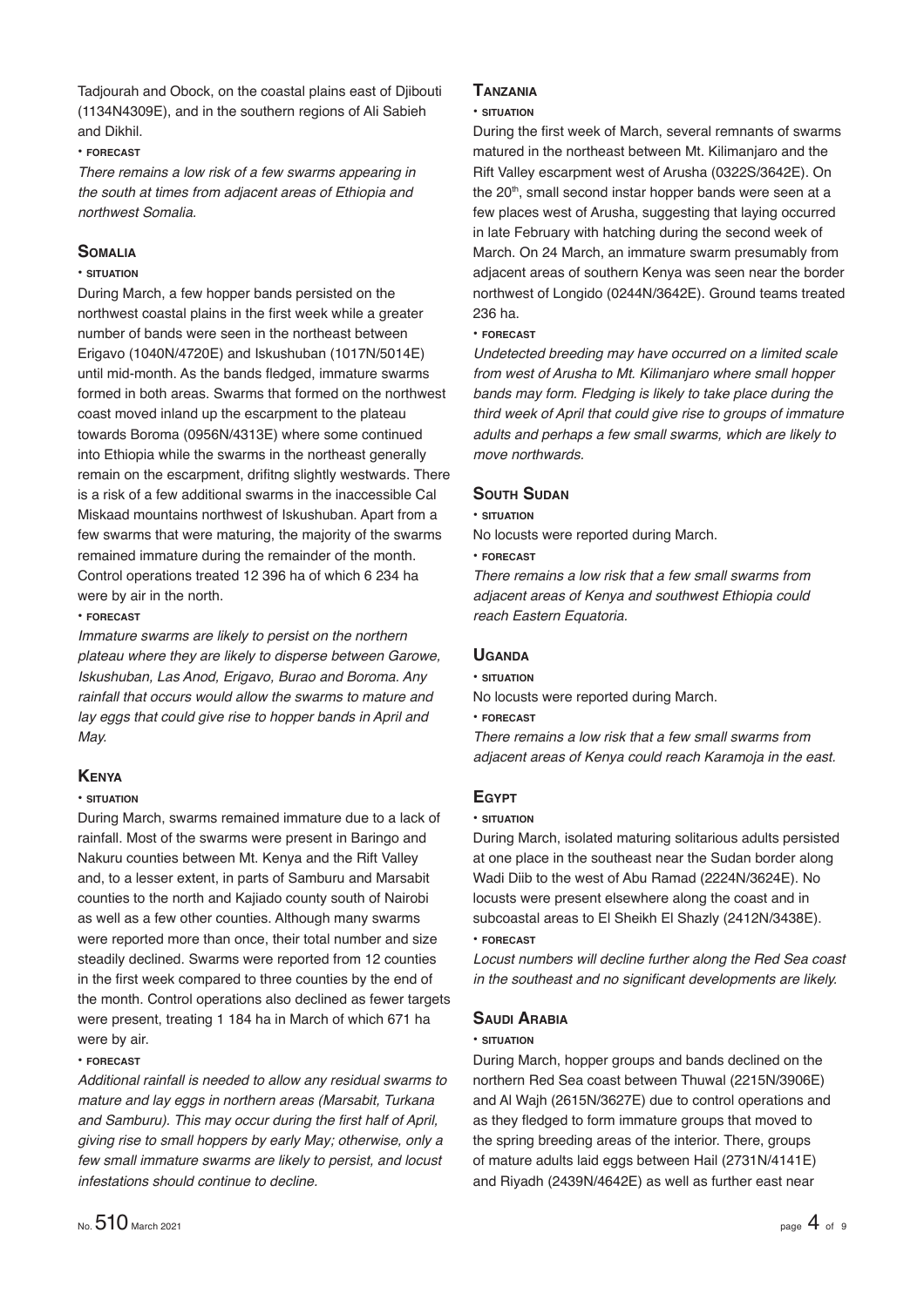Tadjourah and Obock, on the coastal plains east of Djibouti (1134N4309E), and in the southern regions of Ali Sabieh and Dikhil.

• **FORECAST**

*There remains a low risk of a few swarms appearing in the south at times from adjacent areas of Ethiopia and northwest Somalia.*

## Somalia

• **SITUATION**

During March, a few hopper bands persisted on the northwest coastal plains in the first week while a greater number of bands were seen in the northeast between Erigavo (1040N/4720E) and Iskushuban (1017N/5014E) until mid-month. As the bands fledged, immature swarms formed in both areas. Swarms that formed on the northwest coast moved inland up the escarpment to the plateau towards Boroma (0956N/4313E) where some continued into Ethiopia while the swarms in the northeast generally remain on the escarpment, drifitng slightly westwards. There is a risk of a few additional swarms in the inaccessible Cal Miskaad mountains northwest of Iskushuban. Apart from a few swarms that were maturing, the majority of the swarms remained immature during the remainder of the month. Control operations treated 12 396 ha of which 6 234 ha were by air in the north.

• **FORECAST**

*Immature swarms are likely to persist on the northern plateau where they are likely to disperse between Garowe, Iskushuban, Las Anod, Erigavo, Burao and Boroma. Any rainfall that occurs would allow the swarms to mature and lay eggs that could give rise to hopper bands in April and May.*

## Kenya

• **SITUATION**

During March, swarms remained immature due to a lack of rainfall. Most of the swarms were present in Baringo and Nakuru counties between Mt. Kenya and the Rift Valley and, to a lesser extent, in parts of Samburu and Marsabit counties to the north and Kajiado county south of Nairobi as well as a few other counties. Although many swarms were reported more than once, their total number and size steadily declined. Swarms were reported from 12 counties in the first week compared to three counties by the end of the month. Control operations also declined as fewer targets were present, treating 1 184 ha in March of which 671 ha were by air.

• **FORECAST**

*Additional rainfall is needed to allow any residual swarms to mature and lay eggs in northern areas (Marsabit, Turkana and Samburu). This may occur during the first half of April, giving rise to small hoppers by early May; otherwise, only a few small immature swarms are likely to persist, and locust infestations should continue to decline.*

## Tanzania

• **SITUATION**

During the first week of March, several remnants of swarms matured in the northeast between Mt. Kilimanjaro and the Rift Valley escarpment west of Arusha (0322S/3642E). On the 20th, small second instar hopper bands were seen at a few places west of Arusha, suggesting that laying occurred in late February with hatching during the second week of March. On 24 March, an immature swarm presumably from adjacent areas of southern Kenya was seen near the border northwest of Longido (0244N/3642E). Ground teams treated 236 ha.

• **FORECAST**

*Undetected breeding may have occurred on a limited scale from west of Arusha to Mt. Kilimanjaro where small hopper bands may form. Fledging is likely to take place during the third week of April that could give rise to groups of immature adults and perhaps a few small swarms, which are likely to move northwards.*

## South Sudan

• **SITUATION**

No locusts were reported during March.

• **FORECAST**

*There remains a low risk that a few small swarms from adjacent areas of Kenya and southwest Ethiopia could reach Eastern Equatoria.*

## Uganda

• **SITUATION**

No locusts were reported during March.

• **FORECAST**

*There remains a low risk that a few small swarms from adjacent areas of Kenya could reach Karamoja in the east.*

## Egypt

• **SITUATION**

During March, isolated maturing solitarious adults persisted at one place in the southeast near the Sudan border along Wadi Diib to the west of Abu Ramad (2224N/3624E). No locusts were present elsewhere along the coast and in subcoastal areas to El Sheikh El Shazly (2412N/3438E).

• **FORECAST**

*Locust numbers will decline further along the Red Sea coast in the southeast and no significant developments are likely.*

## Saudi Arabia

• **SITUATION**

During March, hopper groups and bands declined on the northern Red Sea coast between Thuwal (2215N/3906E) and Al Wajh (2615N/3627E) due to control operations and as they fledged to form immature groups that moved to the spring breeding areas of the interior. There, groups of mature adults laid eggs between Hail (2731N/4141E) and Riyadh (2439N/4642E) as well as further east near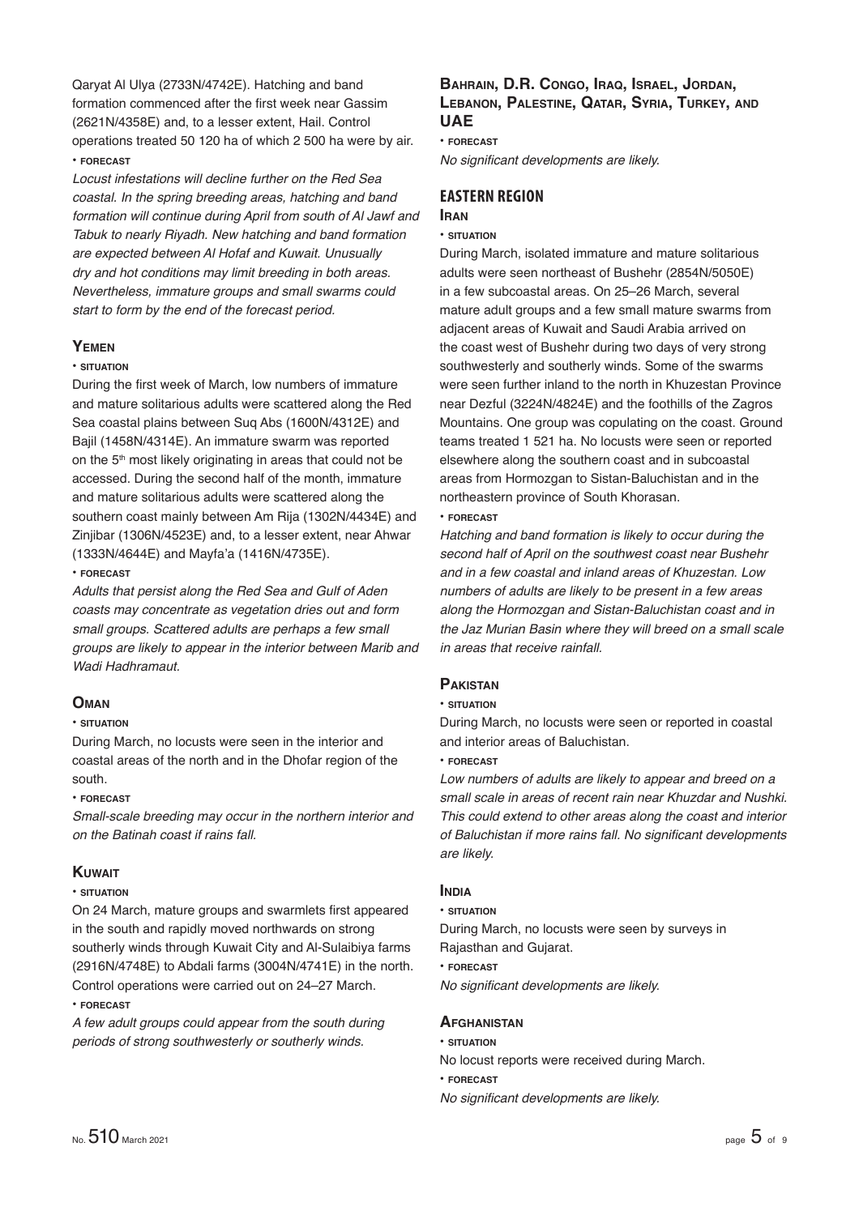Qaryat Al Ulya (2733N/4742E). Hatching and band formation commenced after the first week near Gassim (2621N/4358E) and, to a lesser extent, Hail. Control operations treated 50 120 ha of which 2 500 ha were by air.

• **FORECAST**

*Locust infestations will decline further on the Red Sea coastal. In the spring breeding areas, hatching and band formation will continue during April from south of Al Jawf and Tabuk to nearly Riyadh. New hatching and band formation are expected between Al Hofaf and Kuwait. Unusually dry and hot conditions may limit breeding in both areas. Nevertheless, immature groups and small swarms could start to form by the end of the forecast period.*

### Yemen

• **SITUATION**

During the first week of March, low numbers of immature and mature solitarious adults were scattered along the Red Sea coastal plains between Suq Abs (1600N/4312E) and Bajil (1458N/4314E). An immature swarm was reported on the 5th most likely originating in areas that could not be accessed. During the second half of the month, immature and mature solitarious adults were scattered along the southern coast mainly between Am Rija (1302N/4434E) and Zinjibar (1306N/4523E) and, to a lesser extent, near Ahwar (1333N/4644E) and Mayfa'a (1416N/4735E).

• **FORECAST**

*Adults that persist along the Red Sea and Gulf of Aden coasts may concentrate as vegetation dries out and form small groups. Scattered adults are perhaps a few small groups are likely to appear in the interior between Marib and Wadi Hadhramaut.*

### Oman

• **SITUATION**

During March, no locusts were seen in the interior and coastal areas of the north and in the Dhofar region of the south.

• **FORECAST**

*Small-scale breeding may occur in the northern interior and on the Batinah coast if rains fall.*

### Kuwait

• **SITUATION**

On 24 March, mature groups and swarmlets first appeared in the south and rapidly moved northwards on strong southerly winds through Kuwait City and Al-Sulaibiya farms (2916N/4748E) to Abdali farms (3004N/4741E) in the north. Control operations were carried out on 24–27 March.

• **FORECAST**

*A few adult groups could appear from the south during periods of strong southwesterly or southerly winds.*

### Bahrain, D.R. Congo, Iraq, Israel, Jordan, Lebanon, Palestine, Qatar, Syria, Turkey, and UAE

• **FORECAST**

*No significant developments are likely.*

## EASTERN REGION

### Iran

• **SITUATION**

During March, isolated immature and mature solitarious adults were seen northeast of Bushehr (2854N/5050E) in a few subcoastal areas. On 25–26 March, several mature adult groups and a few small mature swarms from adjacent areas of Kuwait and Saudi Arabia arrived on the coast west of Bushehr during two days of very strong southwesterly and southerly winds. Some of the swarms were seen further inland to the north in Khuzestan Province near Dezful (3224N/4824E) and the foothills of the Zagros Mountains. One group was copulating on the coast. Ground teams treated 1 521 ha. No locusts were seen or reported elsewhere along the southern coast and in subcoastal areas from Hormozgan to Sistan-Baluchistan and in the northeastern province of South Khorasan.

• **FORECAST**

*Hatching and band formation is likely to occur during the second half of April on the southwest coast near Bushehr and in a few coastal and inland areas of Khuzestan. Low numbers of adults are likely to be present in a few areas along the Hormozgan and Sistan-Baluchistan coast and in the Jaz Murian Basin where they will breed on a small scale in areas that receive rainfall.*

### Pakistan

• **SITUATION**

During March, no locusts were seen or reported in coastal and interior areas of Baluchistan.

• **FORECAST**

*Low numbers of adults are likely to appear and breed on a small scale in areas of recent rain near Khuzdar and Nushki. This could extend to other areas along the coast and interior of Baluchistan if more rains fall. No significant developments are likely.*

### India

• **SITUATION**

During March, no locusts were seen by surveys in Rajasthan and Gujarat.

• **FORECAST**

*No significant developments are likely.*

### Afghanistan

• **SITUATION**

No locust reports were received during March.

• **FORECAST**

*No significant developments are likely.*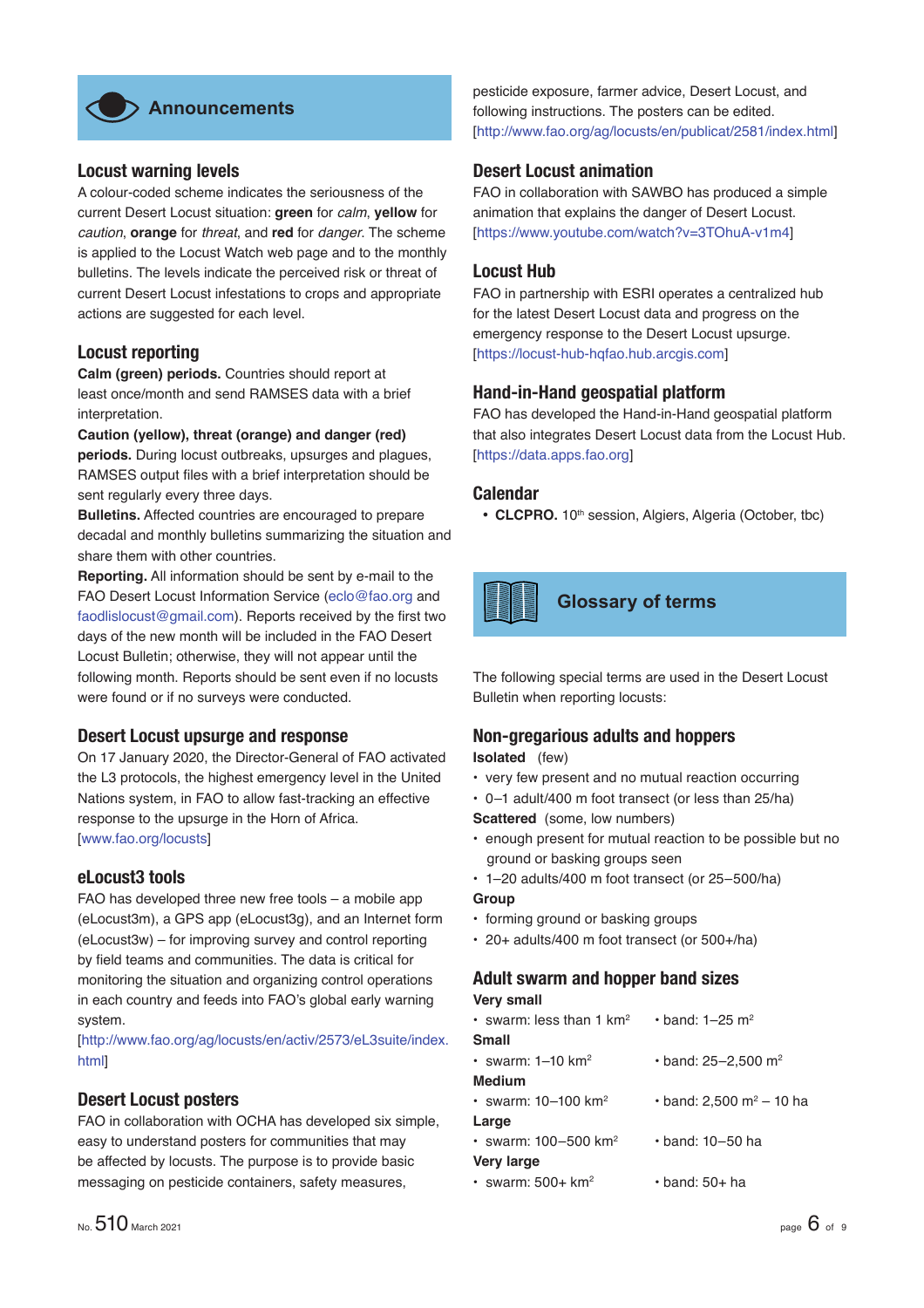## Announcements

### Locust warning levels

A colour-coded scheme indicates the seriousness of the current Desert Locust situation: **green** for *calm*, **yellow** for *caution*, **orange** for *threat*, and **red** for *danger*. The scheme is applied to the Locust Watch web page and to the monthly bulletins. The levels indicate the perceived risk or threat of current Desert Locust infestations to crops and appropriate actions are suggested for each level.

### Locust reporting

**Calm (green) periods.** Countries should report at least once/month and send RAMSES data with a brief interpretation.

**Caution (yellow), threat (orange) and danger (red) periods.** During locust outbreaks, upsurges and plagues, RAMSES output files with a brief interpretation should be sent regularly every three days.

**Bulletins.** Affected countries are encouraged to prepare decadal and monthly bulletins summarizing the situation and share them with other countries.

**Reporting.** All information should be sent by e-mail to the FAO Desert Locust Information Service (eclo@fao.org and faodlislocust@gmail.com). Reports received by the first two days of the new month will be included in the FAO Desert Locust Bulletin; otherwise, they will not appear until the following month. Reports should be sent even if no locusts were found or if no surveys were conducted.

### Desert Locust upsurge and response

On 17 January 2020, the Director-General of FAO activated the L3 protocols, the highest emergency level in the United Nations system, in FAO to allow fast-tracking an effective response to the upsurge in the Horn of Africa. [www.fao.org/locusts]

### eLocust3 tools

FAO has developed three new free tools – a mobile app (eLocust3m), a GPS app (eLocust3g), and an Internet form (eLocust3w) – for improving survey and control reporting by field teams and communities. The data is critical for monitoring the situation and organizing control operations in each country and feeds into FAO's global early warning system.
[http://www.fao.org/ag/locusts/en/activ/2573/eL3suite/index.html]

### Desert Locust posters

FAO in collaboration with OCHA has developed six simple, easy to understand posters for communities that may be affected by locusts. The purpose is to provide basic messaging on pesticide containers, safety measures, pesticide exposure, farmer advice, Desert Locust, and following instructions. The posters can be edited. [http://www.fao.org/ag/locusts/en/publicat/2581/index.html]

### Desert Locust animation

FAO in collaboration with SAWBO has produced a simple animation that explains the danger of Desert Locust. [https://www.youtube.com/watch?v=3TOhuA-v1m4]

### Locust Hub

FAO in partnership with ESRI operates a centralized hub for the latest Desert Locust data and progress on the emergency response to the Desert Locust upsurge. [https://locust-hub-hqfao.hub.arcgis.com]

### Hand-in-Hand geospatial platform

FAO has developed the Hand-in-Hand geospatial platform that also integrates Desert Locust data from the Locust Hub. [https://data.apps.fao.org]

### Calendar

- **CLCPRO.** 10th session, Algiers, Algeria (October, tbc)

## Glossary of terms

The following special terms are used in the Desert Locust Bulletin when reporting locusts:

### Non-gregarious adults and hoppers

**Isolated** (few)

- very few present and no mutual reaction occurring
- 0–1 adult/400 m foot transect (or less than 25/ha)

**Scattered** (some, low numbers)

- enough present for mutual reaction to be possible but no ground or basking groups seen
- 1–20 adults/400 m foot transect (or 25–500/ha)

**Group**

- forming ground or basking groups
- 20+ adults/400 m foot transect (or 500+/ha)

### Adult swarm and hopper band sizes

**Very small**

- swarm: less than 1 km² • band: 1–25 m²

**Small**

- swarm: 1–10 km² • band: 25–2,500 m²

**Medium**

- swarm: 10–100 km² • band: 2,500 m² – 10 ha

**Large**

- swarm: 100–500 km² • band: 10–50 ha

**Very large**

- swarm: 500+ km² • band: 50+ ha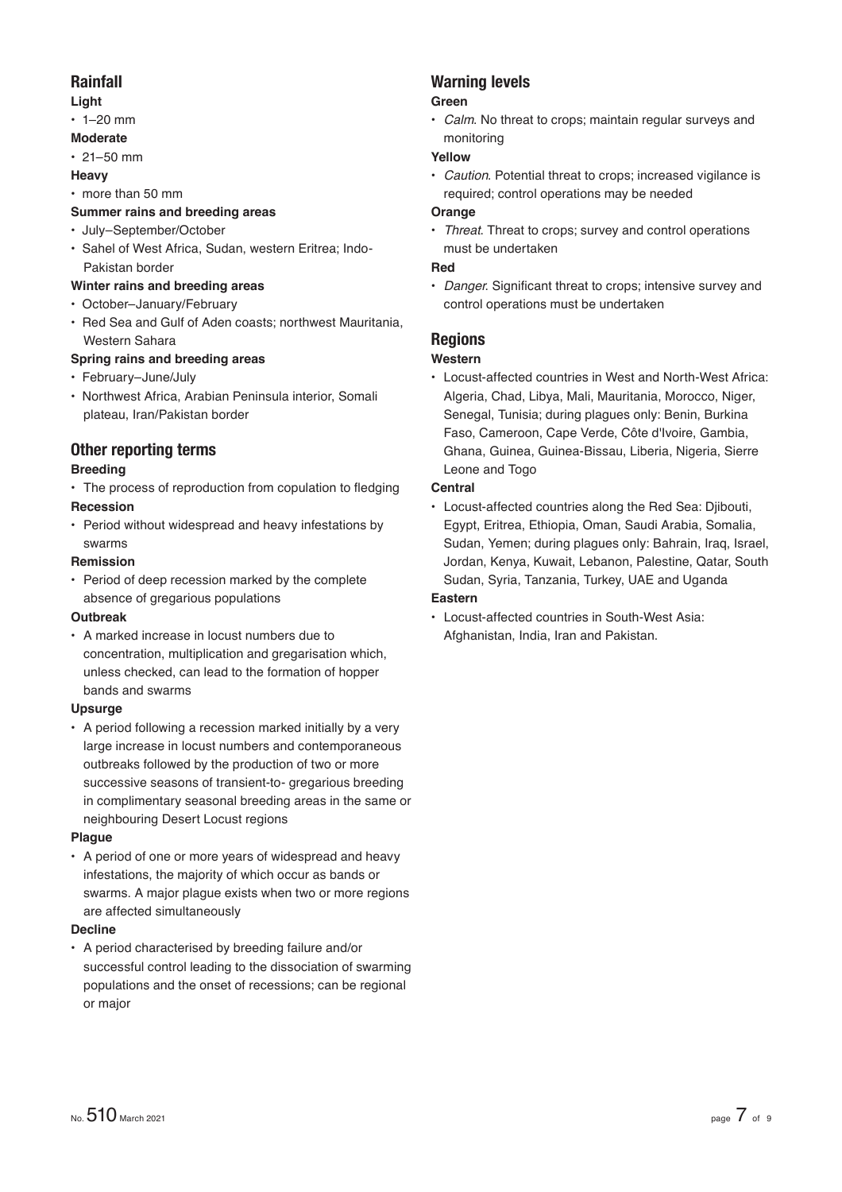## Rainfall

**Light**

- 1–20 mm

**Moderate**

- 21–50 mm

**Heavy**

- more than 50 mm

**Summer rains and breeding areas**

- July–September/October
- Sahel of West Africa, Sudan, western Eritrea; Indo-Pakistan border

**Winter rains and breeding areas**

- October–January/February
- Red Sea and Gulf of Aden coasts; northwest Mauritania, Western Sahara

**Spring rains and breeding areas**

- February–June/July
- Northwest Africa, Arabian Peninsula interior, Somali plateau, Iran/Pakistan border

## Other reporting terms

**Breeding**

- The process of reproduction from copulation to fledging

**Recession**

- Period without widespread and heavy infestations by swarms

**Remission**

- Period of deep recession marked by the complete absence of gregarious populations

**Outbreak**

- A marked increase in locust numbers due to concentration, multiplication and gregarisation which, unless checked, can lead to the formation of hopper bands and swarms

**Upsurge**

- A period following a recession marked initially by a very large increase in locust numbers and contemporaneous outbreaks followed by the production of two or more successive seasons of transient-to- gregarious breeding in complimentary seasonal breeding areas in the same or neighbouring Desert Locust regions

**Plague**

- A period of one or more years of widespread and heavy infestations, the majority of which occur as bands or swarms. A major plague exists when two or more regions are affected simultaneously

**Decline**

- A period characterised by breeding failure and/or successful control leading to the dissociation of swarming populations and the onset of recessions; can be regional or major

## Warning levels

**Green**

- *Calm*. No threat to crops; maintain regular surveys and monitoring

**Yellow**

- *Caution*. Potential threat to crops; increased vigilance is required; control operations may be needed

**Orange**

- *Threat*. Threat to crops; survey and control operations must be undertaken

**Red**

- *Danger*. Significant threat to crops; intensive survey and control operations must be undertaken

## Regions

**Western**

- Locust-affected countries in West and North-West Africa: Algeria, Chad, Libya, Mali, Mauritania, Morocco, Niger, Senegal, Tunisia; during plagues only: Benin, Burkina Faso, Cameroon, Cape Verde, Côte d'Ivoire, Gambia, Ghana, Guinea, Guinea-Bissau, Liberia, Nigeria, Sierre Leone and Togo

**Central**

- Locust-affected countries along the Red Sea: Djibouti, Egypt, Eritrea, Ethiopia, Oman, Saudi Arabia, Somalia, Sudan, Yemen; during plagues only: Bahrain, Iraq, Israel, Jordan, Kenya, Kuwait, Lebanon, Palestine, Qatar, South Sudan, Syria, Tanzania, Turkey, UAE and Uganda

**Eastern**

- Locust-affected countries in South-West Asia: Afghanistan, India, Iran and Pakistan.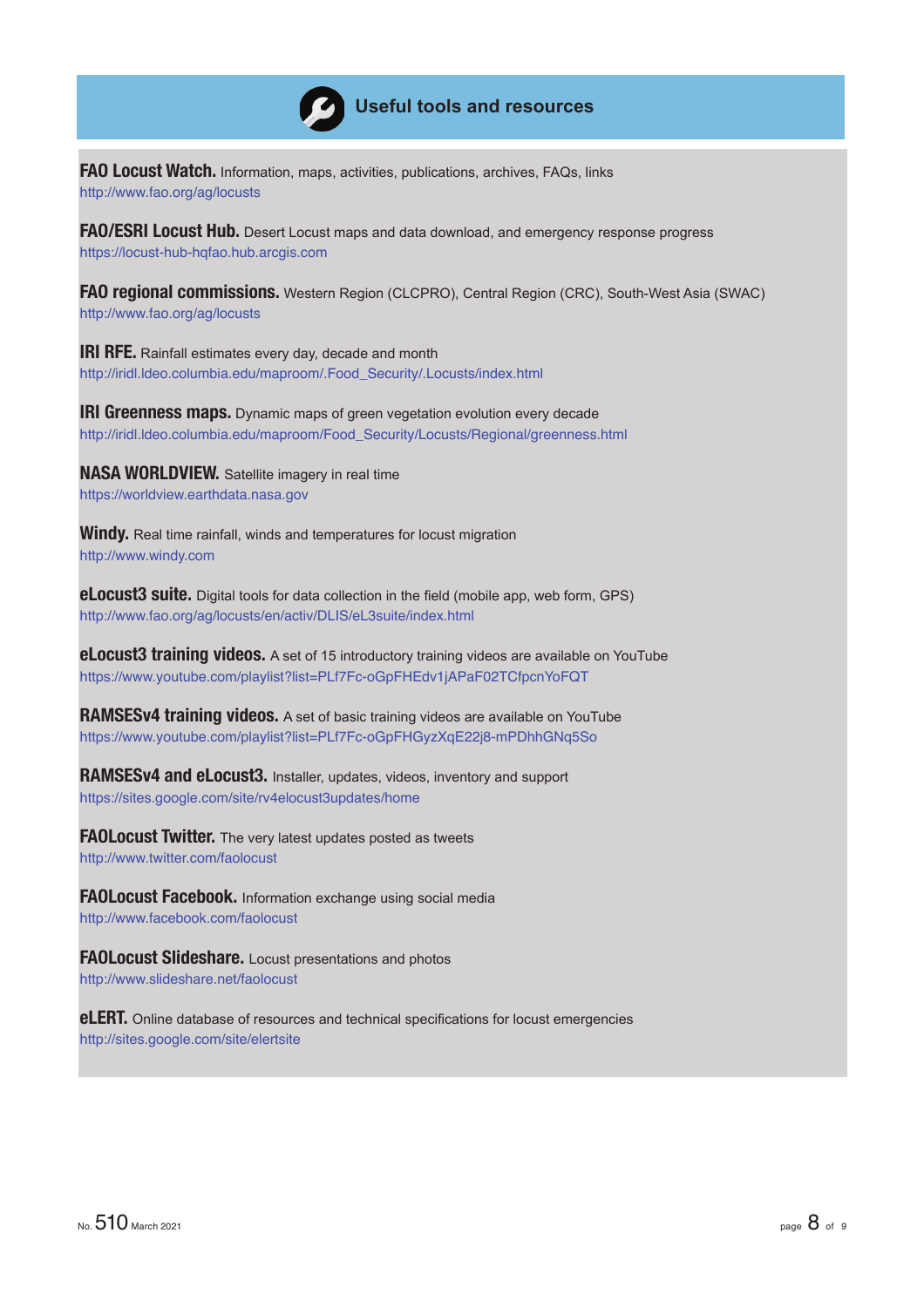## Useful tools and resources

**FAO Locust Watch.** Information, maps, activities, publications, archives, FAQs, links
http://www.fao.org/ag/locusts

**FAO/ESRI Locust Hub.** Desert Locust maps and data download, and emergency response progress
https://locust-hub-hqfao.hub.arcgis.com

**FAO regional commissions.** Western Region (CLCPRO), Central Region (CRC), South-West Asia (SWAC)
http://www.fao.org/ag/locusts

**IRI RFE.** Rainfall estimates every day, decade and month
http://iridl.ldeo.columbia.edu/maproom/.Food_Security/.Locusts/index.html

**IRI Greenness maps.** Dynamic maps of green vegetation evolution every decade
http://iridl.ldeo.columbia.edu/maproom/Food_Security/Locusts/Regional/greenness.html

**NASA WORLDVIEW.** Satellite imagery in real time
https://worldview.earthdata.nasa.gov

**Windy.** Real time rainfall, winds and temperatures for locust migration
http://www.windy.com

**eLocust3 suite.** Digital tools for data collection in the field (mobile app, web form, GPS)
http://www.fao.org/ag/locusts/en/activ/DLIS/eL3suite/index.html

**eLocust3 training videos.** A set of 15 introductory training videos are available on YouTube
https://www.youtube.com/playlist?list=PLf7Fc-oGpFHEdv1jAPaF02TCfpcnYoFQT

**RAMSESv4 training videos.** A set of basic training videos are available on YouTube
https://www.youtube.com/playlist?list=PLf7Fc-oGpFHGyzXqE22j8-mPDhhGNq5So

**RAMSESv4 and eLocust3.** Installer, updates, videos, inventory and support
https://sites.google.com/site/rv4elocust3updates/home

**FAOLocust Twitter.** The very latest updates posted as tweets
http://www.twitter.com/faolocust

**FAOLocust Facebook.** Information exchange using social media
http://www.facebook.com/faolocust

**FAOLocust Slideshare.** Locust presentations and photos
http://www.slideshare.net/faolocust

**eLERT.** Online database of resources and technical specifications for locust emergencies
http://sites.google.com/site/elertsite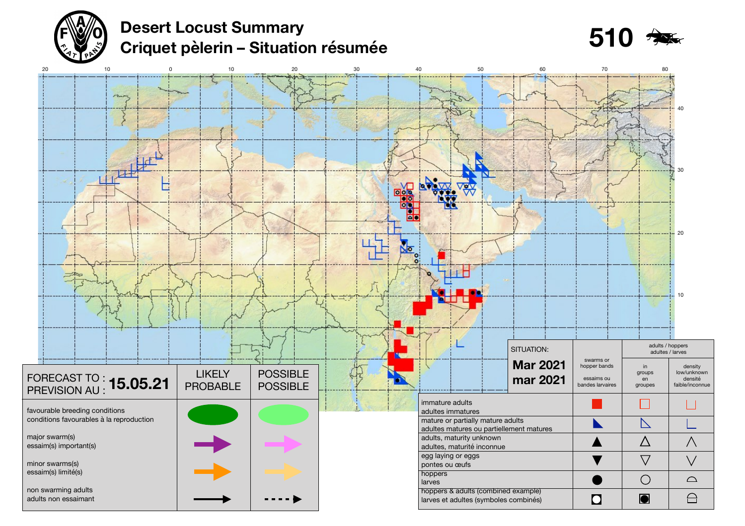# Desert Locust Summary
# Criquet pèlerin – Situation résumée

510

20 10 0 10 20 30 40 50 60 70 80

40 30 20 10

| FORECAST TO : PREVISION AU : 15.05.21 | LIKELY PROBABLE | POSSIBLE POSSIBLE |
|---|---|---|
| favourable breeding conditions conditions favourables à la reproduction | | |
| major swarm(s) essaim(s) important(s) | | |
| minor swarms(s) essaim(s) limité(s) | | |
| non swarming adults adults non essaimant | | |

| SITUATION: Mar 2021 mar 2021 | swarms or hopper bands essaims ou bandes larvaires | adults / hoppers adultes / larves in groups en groupes | density low/unknown densité faible/inconnue |
|---|---|---|---|
| immature adults adultes immatures | | | |
| mature or partially mature adults adultes matures ou partiellement matures | | | |
| adults, maturity unknown adultes, maturité inconnue | | | |
| egg laying or eggs pontes ou œufs | | | |
| hoppers larves | | | |
| hoppers & adults (combined example) larves et adultes (symboles combinés) | | | |